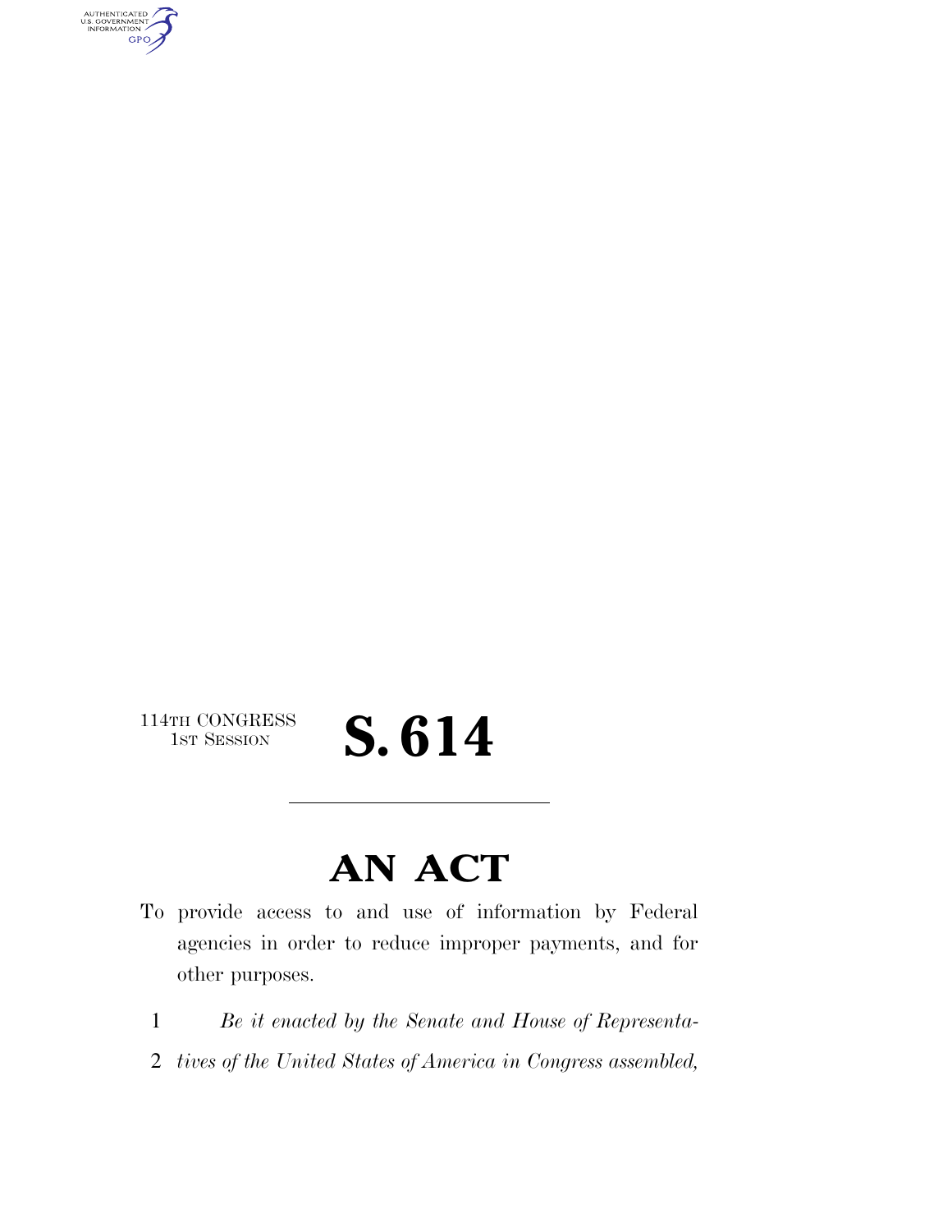114TH CONGRESS
1ST SESSION

# S. 614

---

# AN ACT

To provide access to and use of information by Federal agencies in order to reduce improper payments, and for other purposes.

1 *Be it enacted by the Senate and House of Representa-*
2 *tives of the United States of America in Congress assembled,*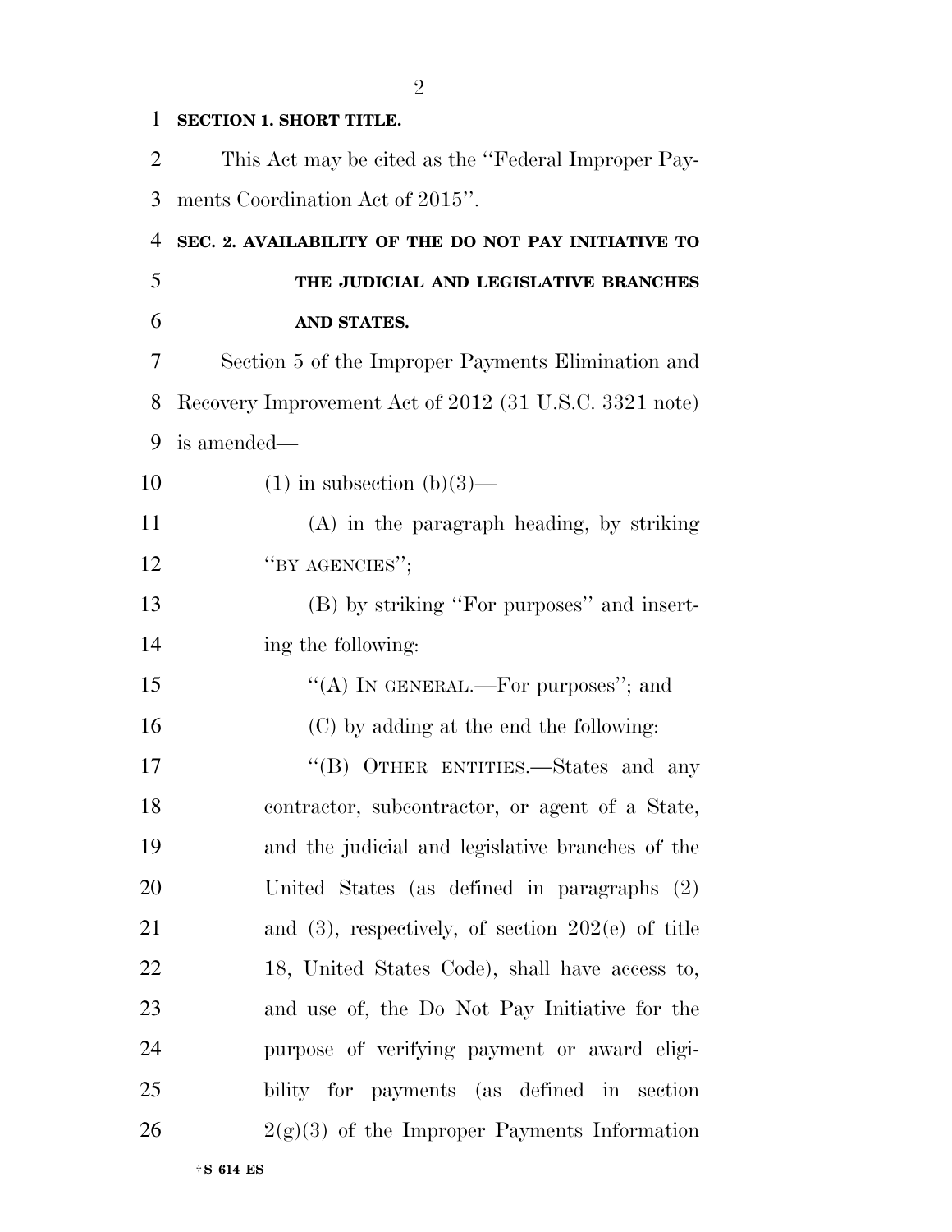**SECTION 1. SHORT TITLE.**

This Act may be cited as the ''Federal Improper Payments Coordination Act of 2015''.

**SEC. 2. AVAILABILITY OF THE DO NOT PAY INITIATIVE TO THE JUDICIAL AND LEGISLATIVE BRANCHES AND STATES.**

Section 5 of the Improper Payments Elimination and Recovery Improvement Act of 2012 (31 U.S.C. 3321 note) is amended—

(1) in subsection (b)(3)—

(A) in the paragraph heading, by striking ''BY AGENCIES'';

(B) by striking ''For purposes'' and inserting the following:

''(A) IN GENERAL.—For purposes''; and

(C) by adding at the end the following:

''(B) OTHER ENTITIES.—States and any contractor, subcontractor, or agent of a State, and the judicial and legislative branches of the United States (as defined in paragraphs (2) and (3), respectively, of section 202(e) of title 18, United States Code), shall have access to, and use of, the Do Not Pay Initiative for the purpose of verifying payment or award eligibility for payments (as defined in section 2(g)(3) of the Improper Payments Information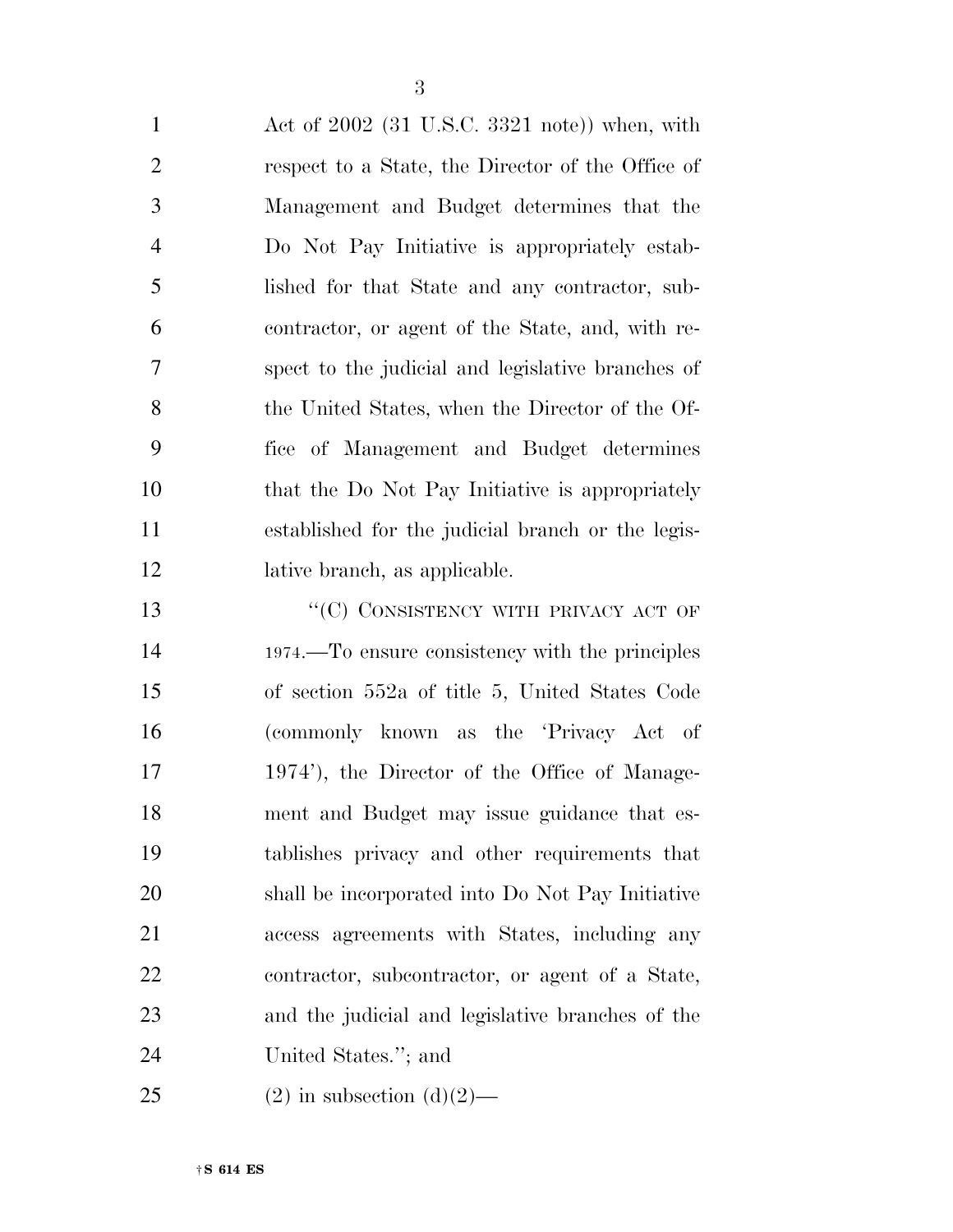Act of 2002 (31 U.S.C. 3321 note)) when, with respect to a State, the Director of the Office of Management and Budget determines that the Do Not Pay Initiative is appropriately established for that State and any contractor, subcontractor, or agent of the State, and, with respect to the judicial and legislative branches of the United States, when the Director of the Office of Management and Budget determines that the Do Not Pay Initiative is appropriately established for the judicial branch or the legislative branch, as applicable.

"(C) CONSISTENCY WITH PRIVACY ACT OF 1974.—To ensure consistency with the principles of section 552a of title 5, United States Code (commonly known as the 'Privacy Act of 1974'), the Director of the Office of Management and Budget may issue guidance that establishes privacy and other requirements that shall be incorporated into Do Not Pay Initiative access agreements with States, including any contractor, subcontractor, or agent of a State, and the judicial and legislative branches of the United States."; and

(2) in subsection (d)(2)—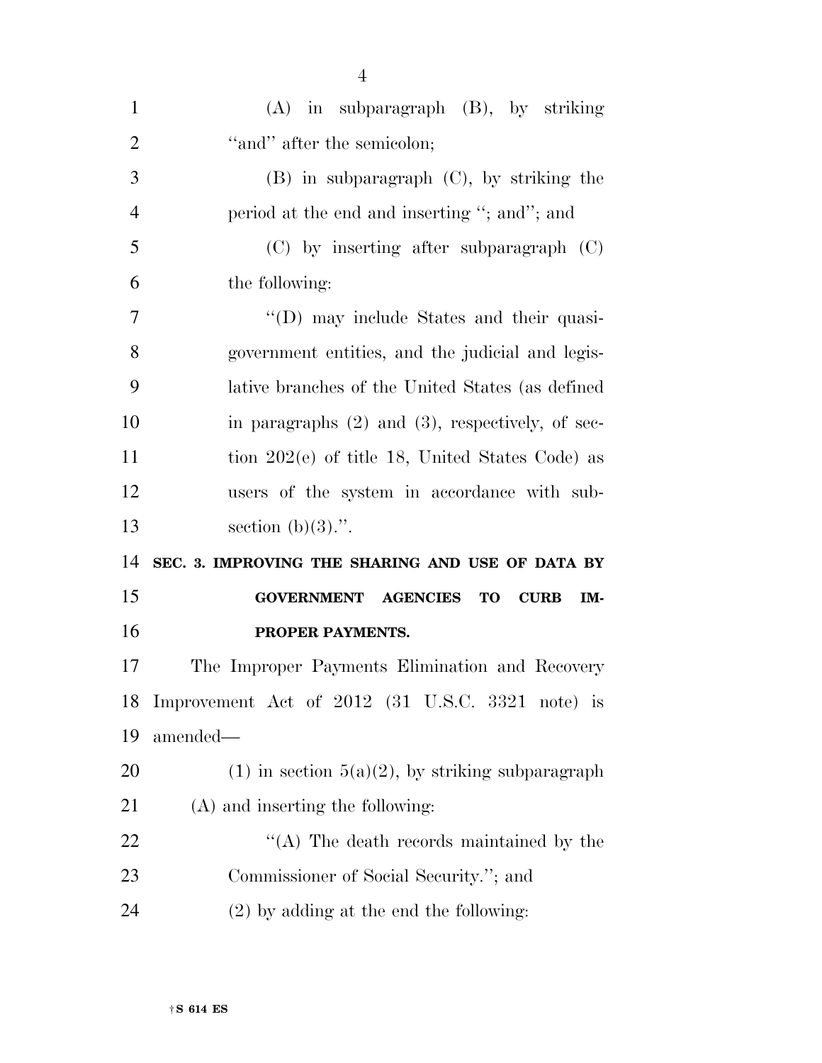(A) in subparagraph (B), by striking "and" after the semicolon;

(B) in subparagraph (C), by striking the period at the end and inserting "; and"; and

(C) by inserting after subparagraph (C) the following:

"(D) may include States and their quasi-government entities, and the judicial and legislative branches of the United States (as defined in paragraphs (2) and (3), respectively, of section 202(e) of title 18, United States Code) as users of the system in accordance with subsection (b)(3).".

**SEC. 3. IMPROVING THE SHARING AND USE OF DATA BY GOVERNMENT AGENCIES TO CURB IMPROPER PAYMENTS.**

The Improper Payments Elimination and Recovery Improvement Act of 2012 (31 U.S.C. 3321 note) is amended—

(1) in section 5(a)(2), by striking subparagraph (A) and inserting the following:

"(A) The death records maintained by the Commissioner of Social Security."; and

(2) by adding at the end the following: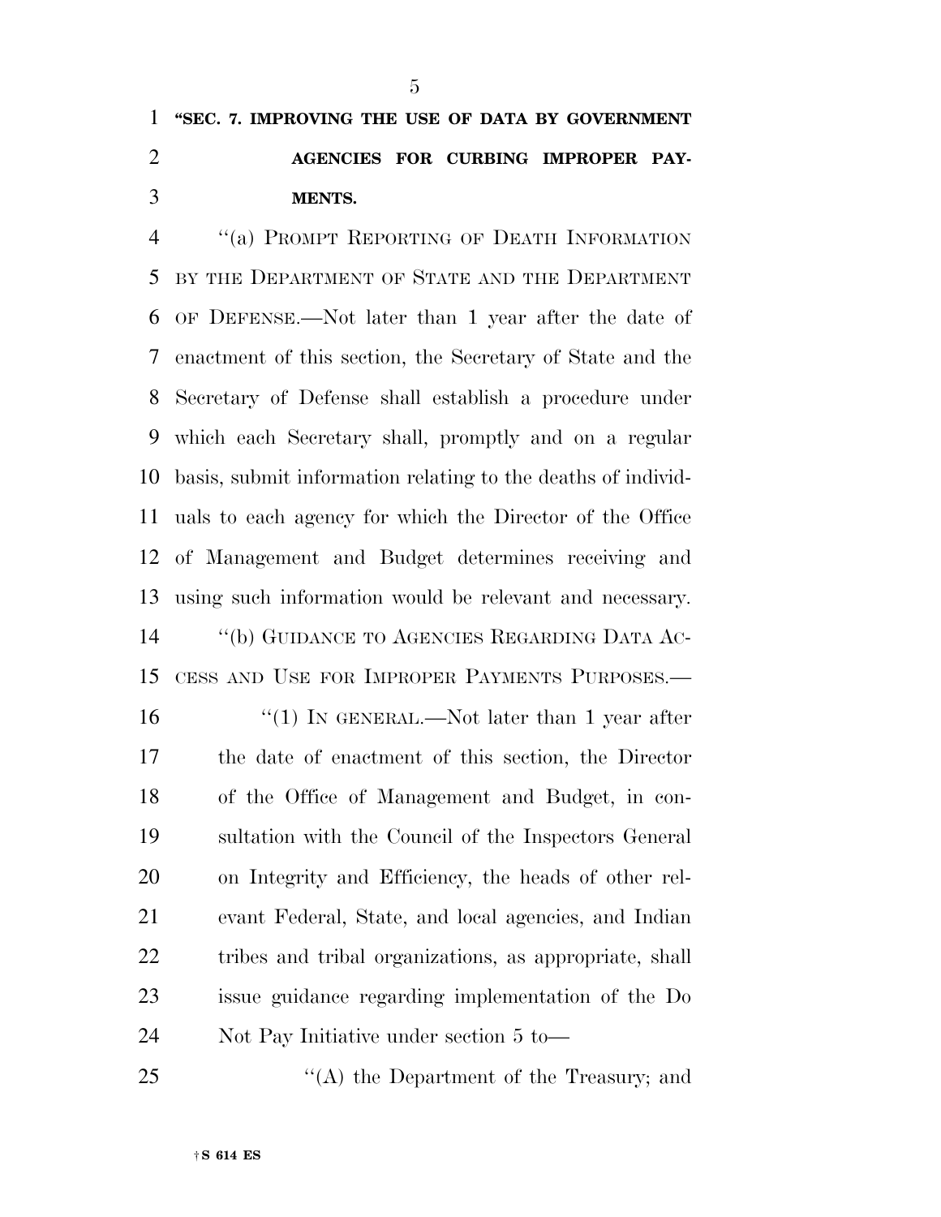**"SEC. 7. IMPROVING THE USE OF DATA BY GOVERNMENT AGENCIES FOR CURBING IMPROPER PAYMENTS.**

"(a) PROMPT REPORTING OF DEATH INFORMATION BY THE DEPARTMENT OF STATE AND THE DEPARTMENT OF DEFENSE.—Not later than 1 year after the date of enactment of this section, the Secretary of State and the Secretary of Defense shall establish a procedure under which each Secretary shall, promptly and on a regular basis, submit information relating to the deaths of individuals to each agency for which the Director of the Office of Management and Budget determines receiving and using such information would be relevant and necessary.

"(b) GUIDANCE TO AGENCIES REGARDING DATA ACCESS AND USE FOR IMPROPER PAYMENTS PURPOSES.—

"(1) IN GENERAL.—Not later than 1 year after the date of enactment of this section, the Director of the Office of Management and Budget, in consultation with the Council of the Inspectors General on Integrity and Efficiency, the heads of other relevant Federal, State, and local agencies, and Indian tribes and tribal organizations, as appropriate, shall issue guidance regarding implementation of the Do Not Pay Initiative under section 5 to—

"(A) the Department of the Treasury; and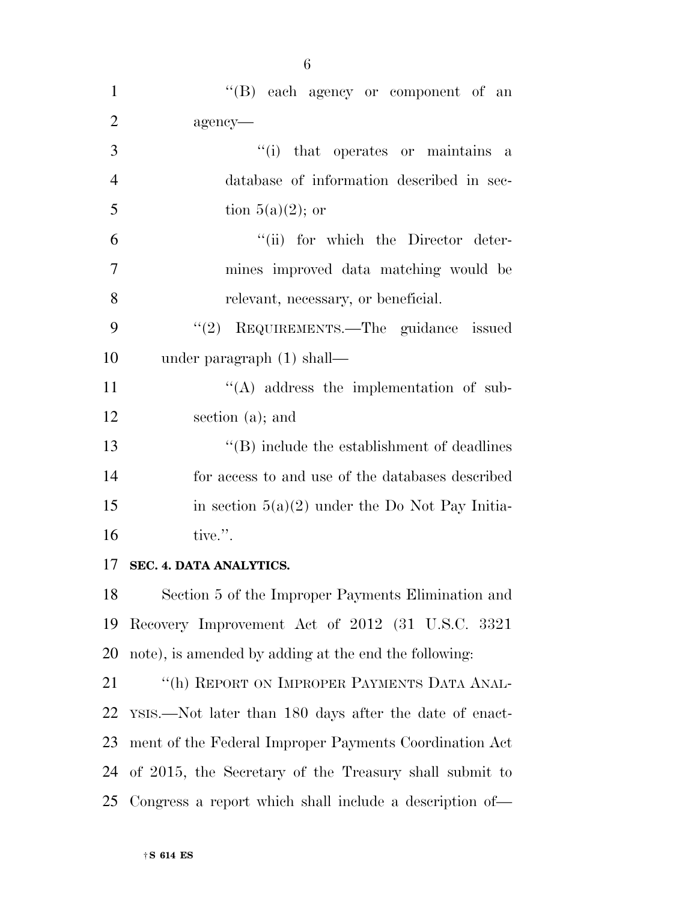"(B) each agency or component of an agency—

"(i) that operates or maintains a database of information described in section 5(a)(2); or

"(ii) for which the Director determines improved data matching would be relevant, necessary, or beneficial.

"(2) REQUIREMENTS.—The guidance issued under paragraph (1) shall—

"(A) address the implementation of subsection (a); and

"(B) include the establishment of deadlines for access to and use of the databases described in section 5(a)(2) under the Do Not Pay Initiative.".

**SEC. 4. DATA ANALYTICS.**

Section 5 of the Improper Payments Elimination and Recovery Improvement Act of 2012 (31 U.S.C. 3321 note), is amended by adding at the end the following:

"(h) REPORT ON IMPROPER PAYMENTS DATA ANALYSIS.—Not later than 180 days after the date of enactment of the Federal Improper Payments Coordination Act of 2015, the Secretary of the Treasury shall submit to Congress a report which shall include a description of—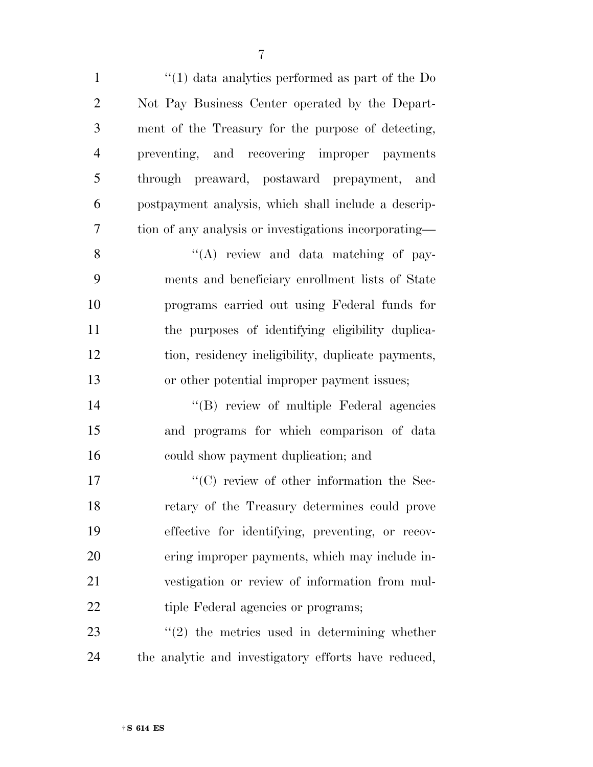''(1) data analytics performed as part of the Do Not Pay Business Center operated by the Department of the Treasury for the purpose of detecting, preventing, and recovering improper payments through preaward, postaward prepayment, and postpayment analysis, which shall include a description of any analysis or investigations incorporating—

''(A) review and data matching of payments and beneficiary enrollment lists of State programs carried out using Federal funds for the purposes of identifying eligibility duplication, residency ineligibility, duplicate payments, or other potential improper payment issues;

''(B) review of multiple Federal agencies and programs for which comparison of data could show payment duplication; and

''(C) review of other information the Secretary of the Treasury determines could prove effective for identifying, preventing, or recovering improper payments, which may include investigation or review of information from multiple Federal agencies or programs;

''(2) the metrics used in determining whether the analytic and investigatory efforts have reduced,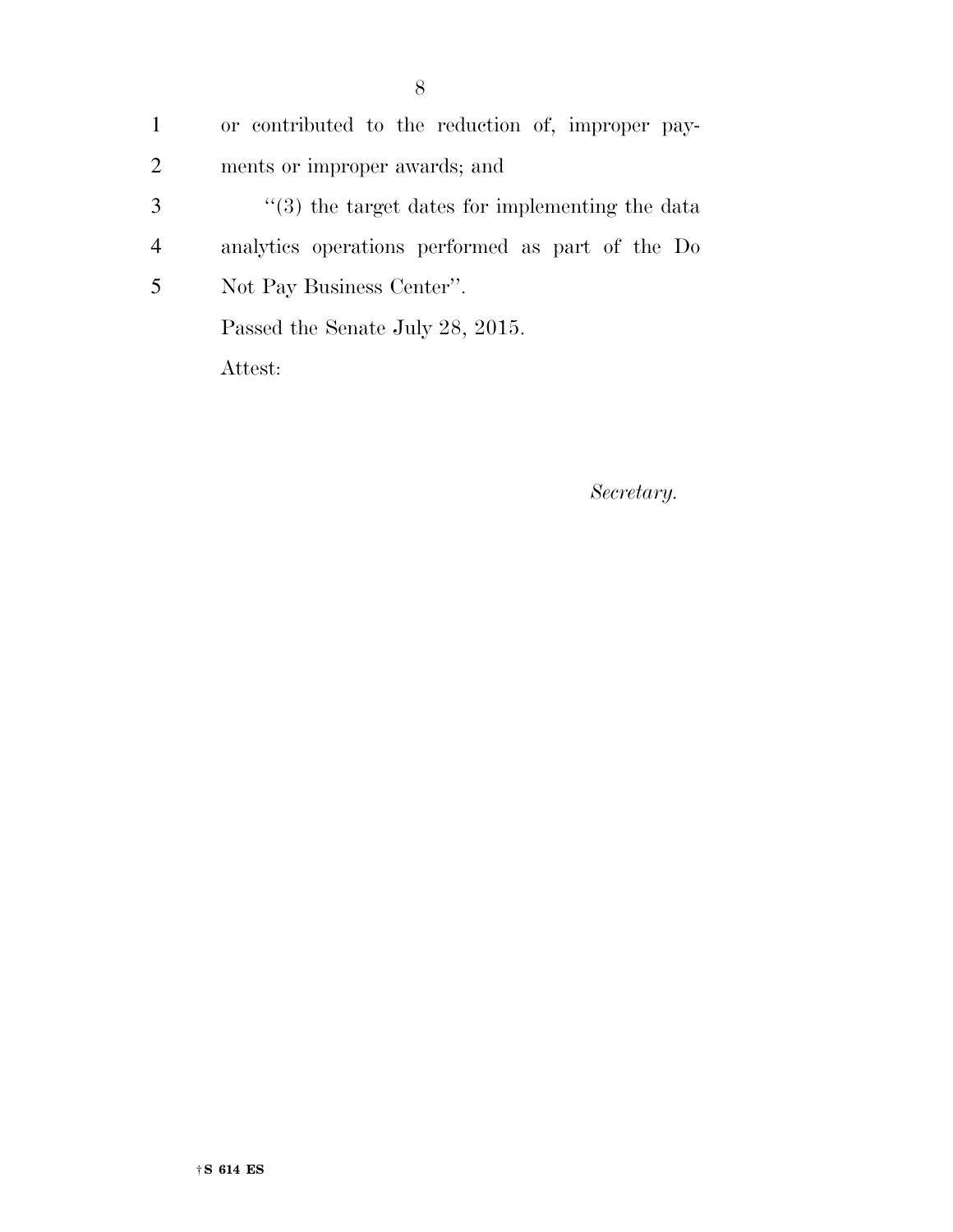or contributed to the reduction of, improper payments or improper awards; and

''(3) the target dates for implementing the data analytics operations performed as part of the Do Not Pay Business Center''.

Passed the Senate July 28, 2015.

Attest:

*Secretary.*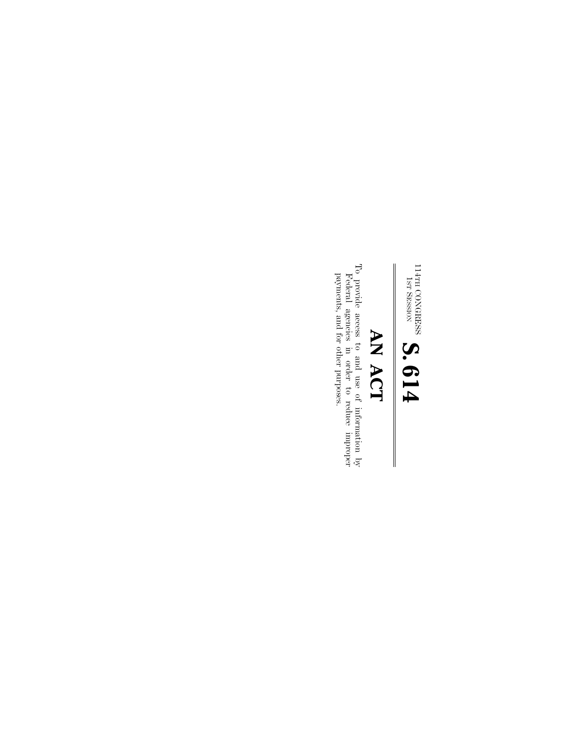114TH CONGRESS
1ST SESSION

# S. 614

# AN ACT

To provide access to and use of information by Federal agencies in order to reduce improper payments, and for other purposes.